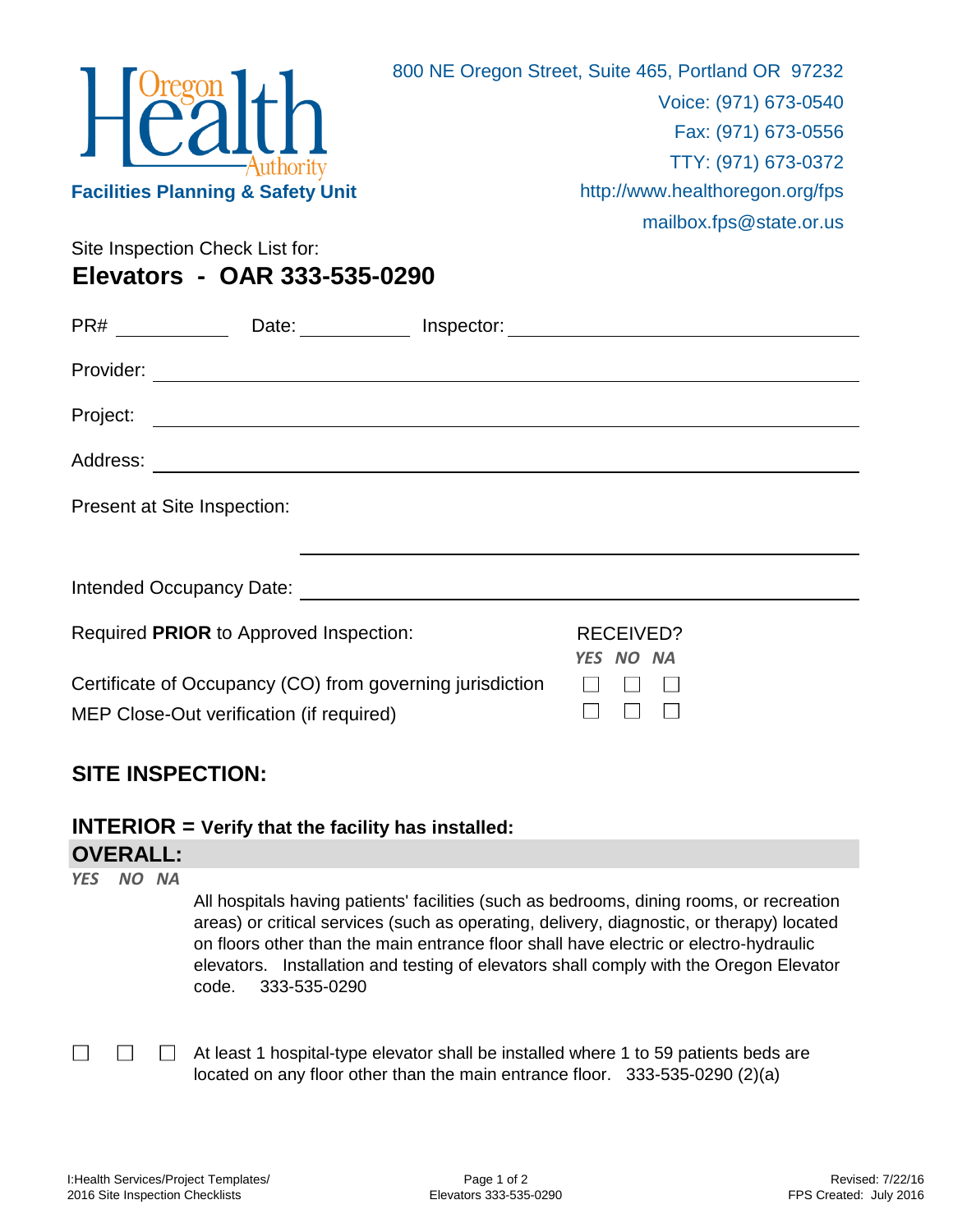Oregon Health Authority

**Facilities Planning & Safety Unit**

800 NE Oregon Street, Suite 465, Portland OR 97232
Voice: (971) 673-0540
Fax: (971) 673-0556
TTY: (971) 673-0372
http://www.healthoregon.org/fps
mailbox.fps@state.or.us

Site Inspection Check List for:

# Elevators - OAR 333-535-0290

PR# ____________ Date: ____________ Inspector: ______________________________

Provider: ______________________________________________________________

Project: _______________________________________________________________

Address: _______________________________________________________________

Present at Site Inspection:

_______________________________________________

Intended Occupancy Date: ________________________________________________

| Required **PRIOR** to Approved Inspection: | RECEIVED? *YES* | *NO* | *NA* |
|---|---|---|---|
| Certificate of Occupancy (CO) from governing jurisdiction | ☐ | ☐ | ☐ |
| MEP Close-Out verification (if required) | ☐ | ☐ | ☐ |

## SITE INSPECTION:

### INTERIOR = Verify that the facility has installed:

### OVERALL:

| *YES* | *NO* | *NA* | |
|---|---|---|---|
| | | | All hospitals having patients' facilities (such as bedrooms, dining rooms, or recreation areas) or critical services (such as operating, delivery, diagnostic, or therapy) located on floors other than the main entrance floor shall have electric or electro-hydraulic elevators. Installation and testing of elevators shall comply with the Oregon Elevator code. 333-535-0290 |
| ☐ | ☐ | ☐ | At least 1 hospital-type elevator shall be installed where 1 to 59 patients beds are located on any floor other than the main entrance floor. 333-535-0290 (2)(a) |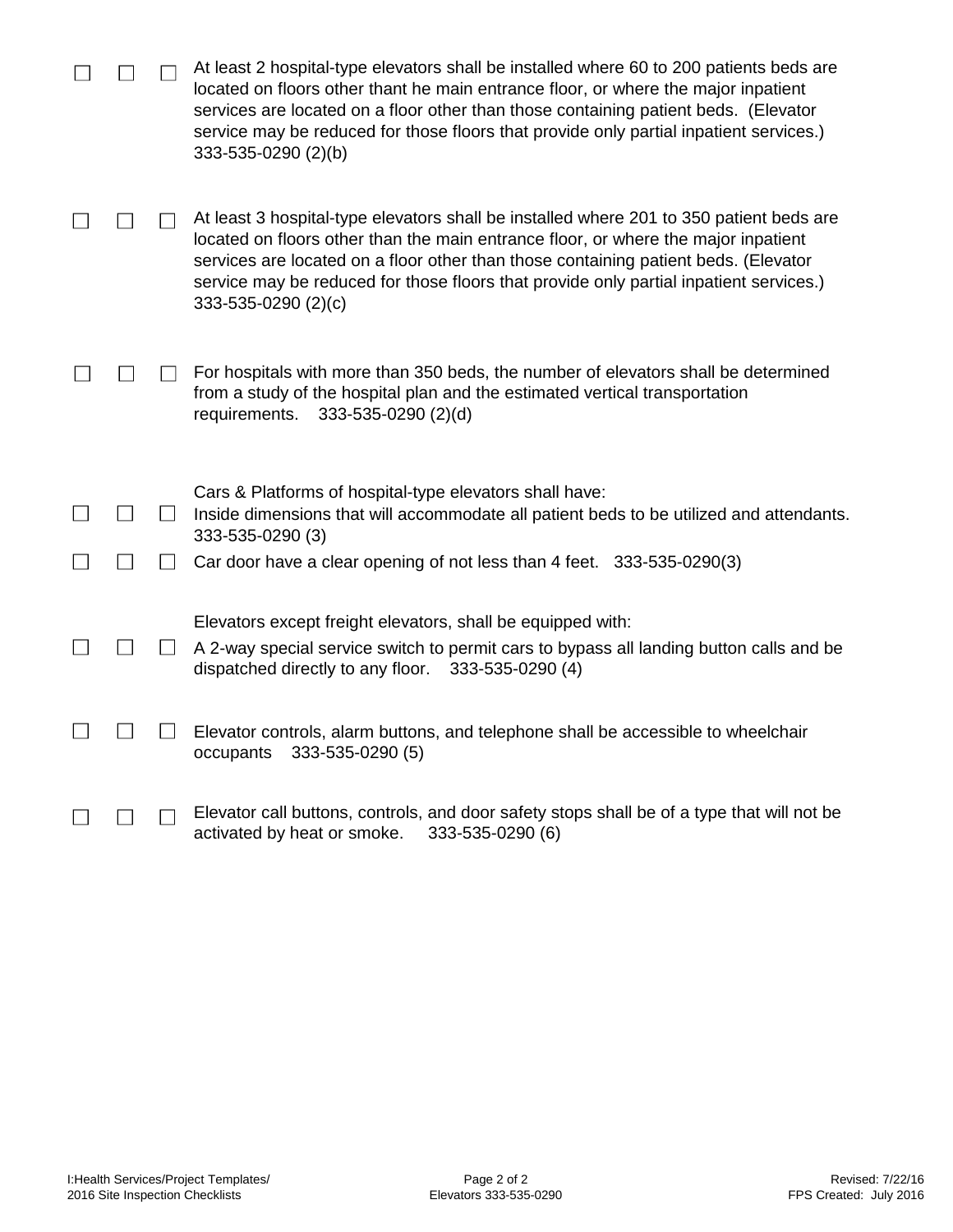☐ ☐ ☐ At least 2 hospital-type elevators shall be installed where 60 to 200 patients beds are located on floors other thant he main entrance floor, or where the major inpatient services are located on a floor other than those containing patient beds. (Elevator service may be reduced for those floors that provide only partial inpatient services.) 333-535-0290 (2)(b)

☐ ☐ ☐ At least 3 hospital-type elevators shall be installed where 201 to 350 patient beds are located on floors other than the main entrance floor, or where the major inpatient services are located on a floor other than those containing patient beds. (Elevator service may be reduced for those floors that provide only partial inpatient services.) 333-535-0290 (2)(c)

☐ ☐ ☐ For hospitals with more than 350 beds, the number of elevators shall be determined from a study of the hospital plan and the estimated vertical transportation requirements. 333-535-0290 (2)(d)

Cars & Platforms of hospital-type elevators shall have:

☐ ☐ ☐ Inside dimensions that will accommodate all patient beds to be utilized and attendants. 333-535-0290 (3)

☐ ☐ ☐ Car door have a clear opening of not less than 4 feet. 333-535-0290(3)

Elevators except freight elevators, shall be equipped with:

☐ ☐ ☐ A 2-way special service switch to permit cars to bypass all landing button calls and be dispatched directly to any floor. 333-535-0290 (4)

☐ ☐ ☐ Elevator controls, alarm buttons, and telephone shall be accessible to wheelchair occupants 333-535-0290 (5)

☐ ☐ ☐ Elevator call buttons, controls, and door safety stops shall be of a type that will not be activated by heat or smoke. 333-535-0290 (6)